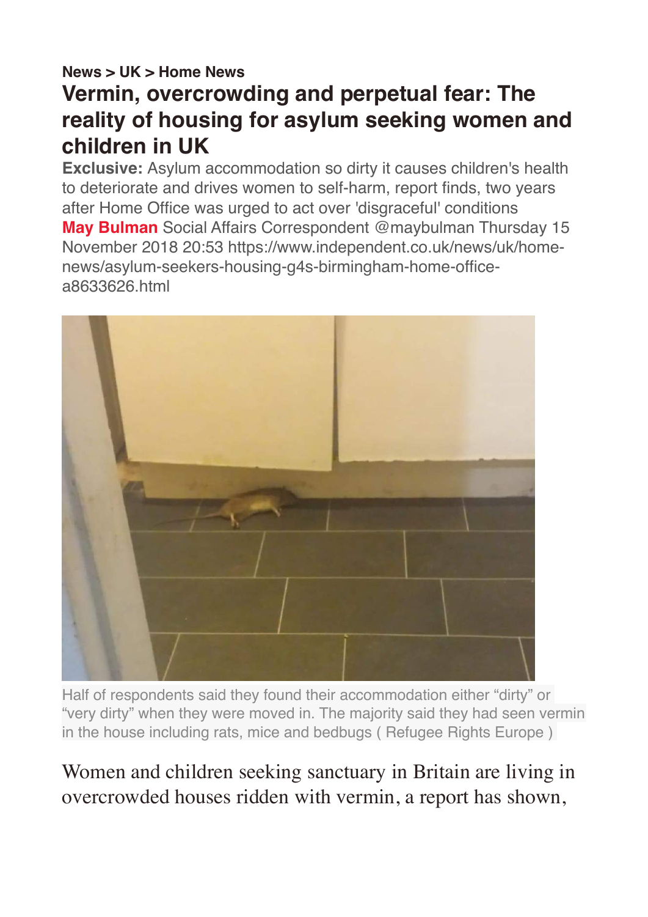**News > UK > Home News**

# Vermin, overcrowding and perpetual fear: The reality of housing for asylum seeking women and children in UK

**Exclusive:** Asylum accommodation so dirty it causes children's health to deteriorate and drives women to self-harm, report finds, two years after Home Office was urged to act over 'disgraceful' conditions

**May Bulman** Social Affairs Correspondent @maybulman Thursday 15 November 2018 20:53 https://www.independent.co.uk/news/uk/home-news/asylum-seekers-housing-g4s-birmingham-home-office-a8633626.html

Half of respondents said they found their accommodation either "dirty" or "very dirty" when they were moved in. The majority said they had seen vermin in the house including rats, mice and bedbugs ( Refugee Rights Europe )

Women and children seeking sanctuary in Britain are living in overcrowded houses ridden with vermin, a report has shown,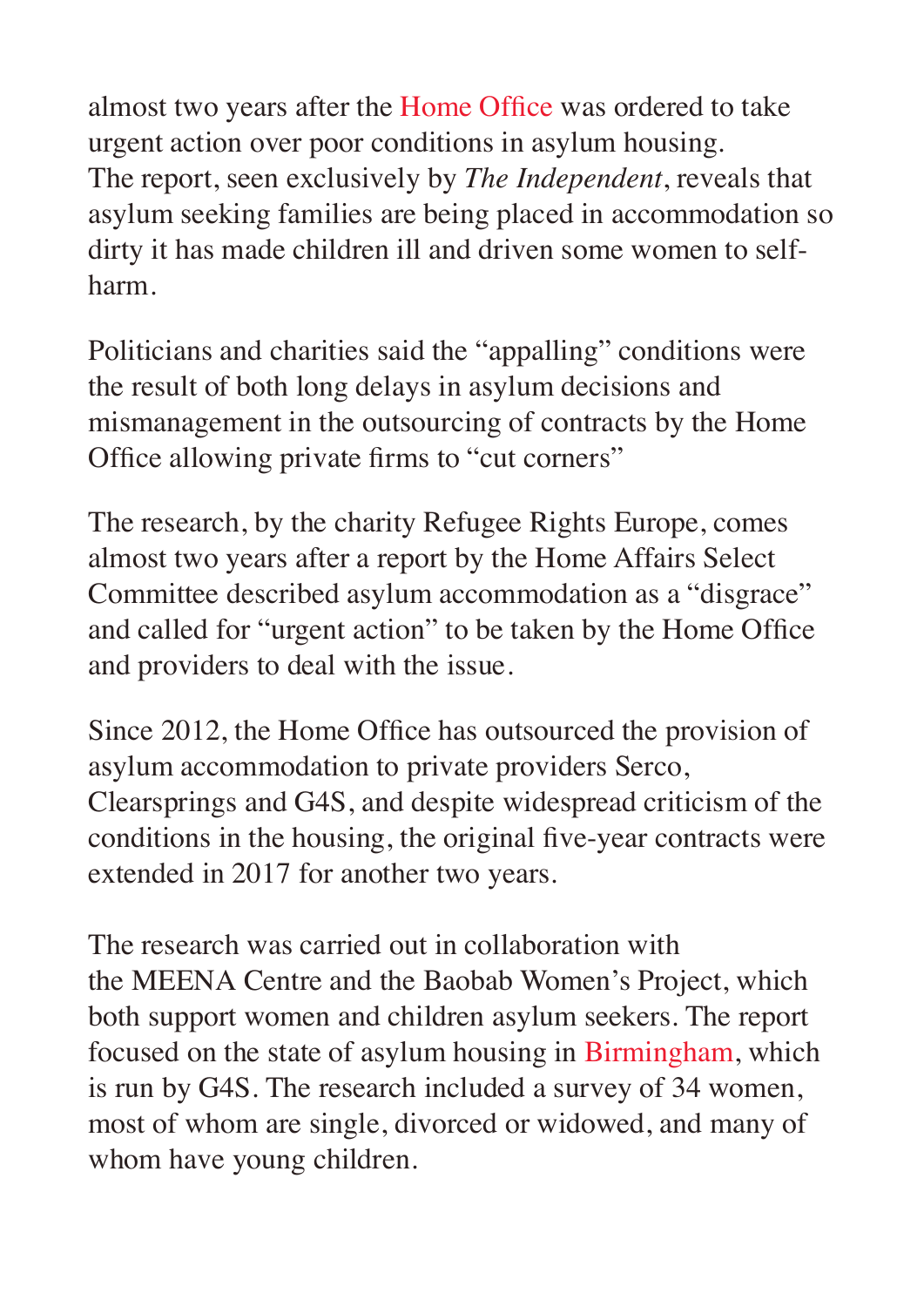almost two years after the Home Office was ordered to take urgent action over poor conditions in asylum housing.
The report, seen exclusively by *The Independent*, reveals that asylum seeking families are being placed in accommodation so dirty it has made children ill and driven some women to self-harm.

Politicians and charities said the "appalling" conditions were the result of both long delays in asylum decisions and mismanagement in the outsourcing of contracts by the Home Office allowing private firms to "cut corners"

The research, by the charity Refugee Rights Europe, comes almost two years after a report by the Home Affairs Select Committee described asylum accommodation as a "disgrace" and called for "urgent action" to be taken by the Home Office and providers to deal with the issue.

Since 2012, the Home Office has outsourced the provision of asylum accommodation to private providers Serco, Clearsprings and G4S, and despite widespread criticism of the conditions in the housing, the original five-year contracts were extended in 2017 for another two years.

The research was carried out in collaboration with the MEENA Centre and the Baobab Women's Project, which both support women and children asylum seekers. The report focused on the state of asylum housing in Birmingham, which is run by G4S. The research included a survey of 34 women, most of whom are single, divorced or widowed, and many of whom have young children.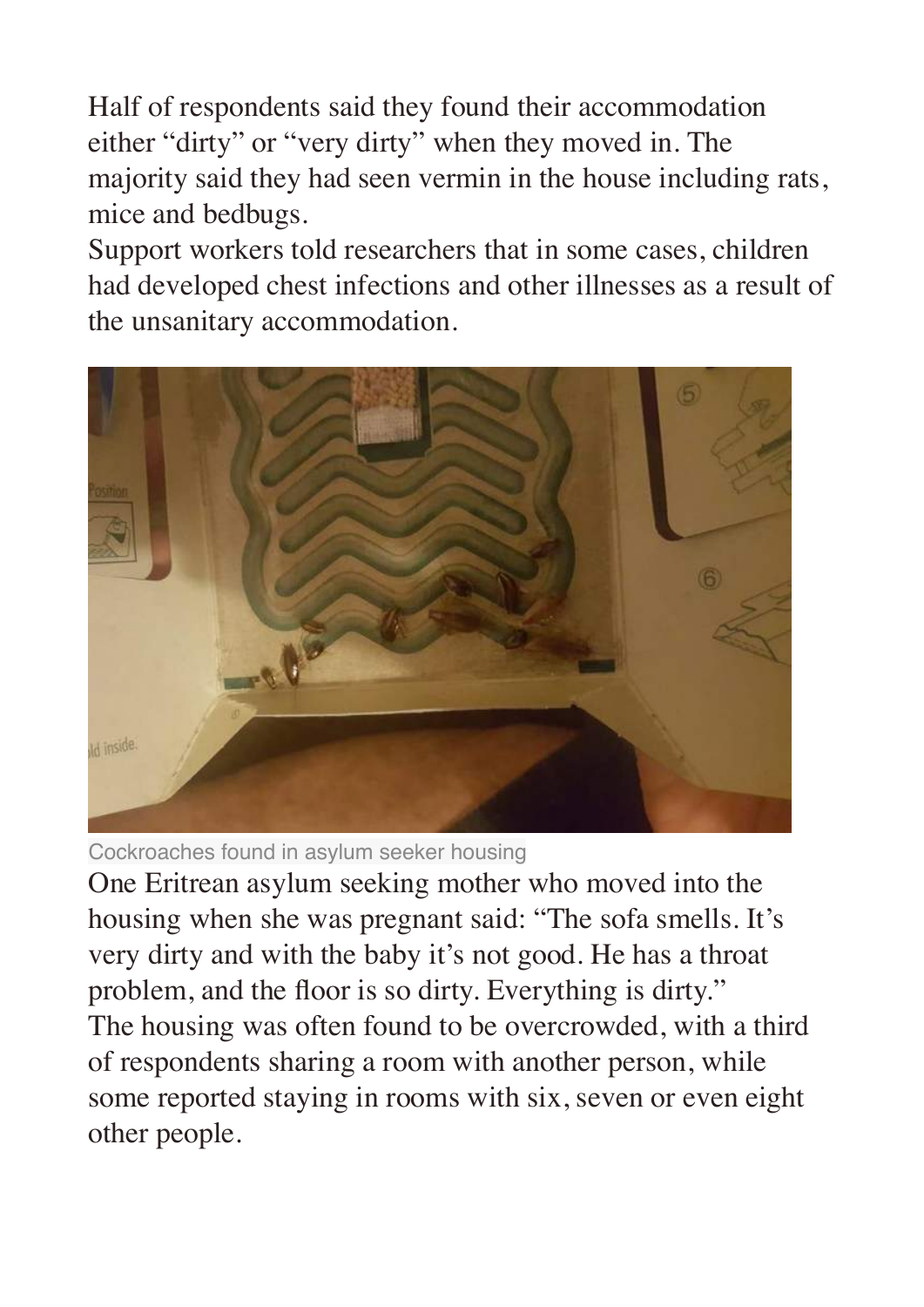Half of respondents said they found their accommodation either "dirty" or "very dirty" when they moved in. The majority said they had seen vermin in the house including rats, mice and bedbugs.

Support workers told researchers that in some cases, children had developed chest infections and other illnesses as a result of the unsanitary accommodation.

Cockroaches found in asylum seeker housing

One Eritrean asylum seeking mother who moved into the housing when she was pregnant said: "The sofa smells. It's very dirty and with the baby it's not good. He has a throat problem, and the floor is so dirty. Everything is dirty."

The housing was often found to be overcrowded, with a third of respondents sharing a room with another person, while some reported staying in rooms with six, seven or even eight other people.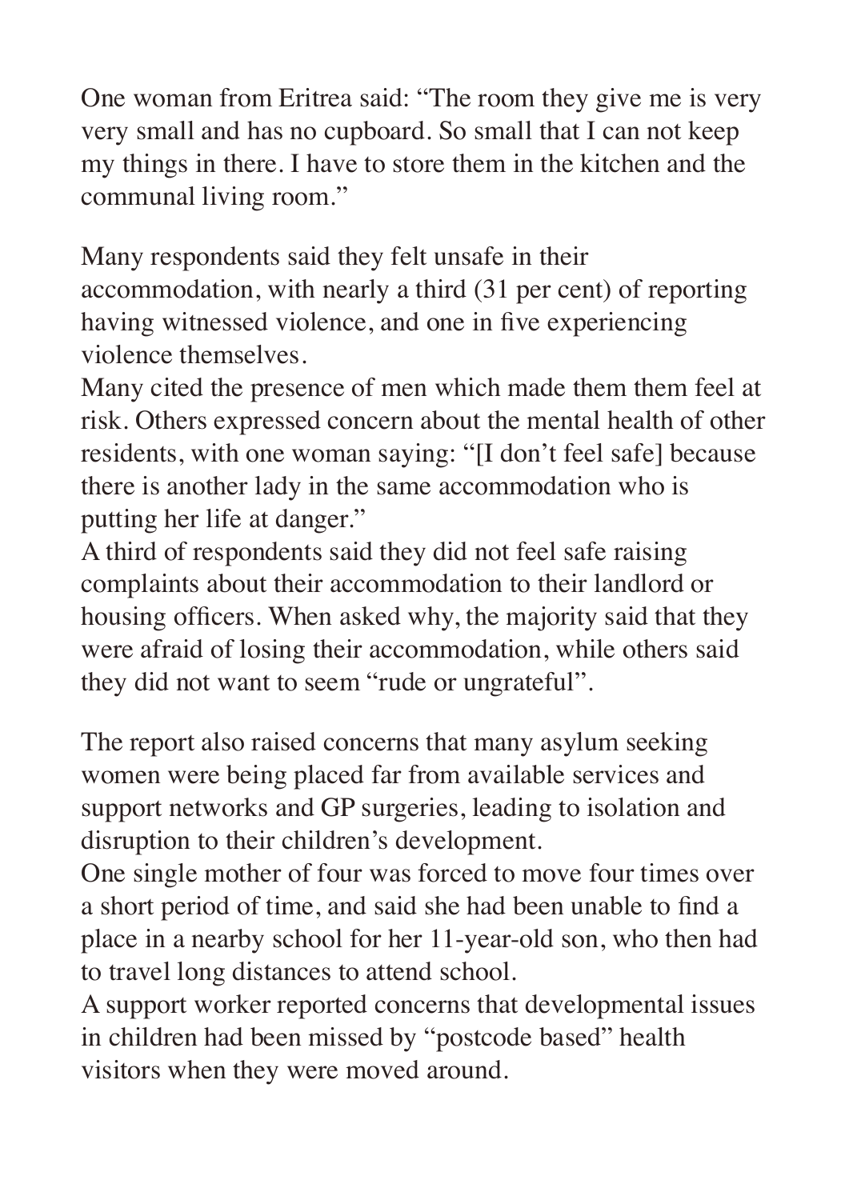One woman from Eritrea said: “The room they give me is very very small and has no cupboard. So small that I can not keep my things in there. I have to store them in the kitchen and the communal living room.”

Many respondents said they felt unsafe in their accommodation, with nearly a third (31 per cent) of reporting having witnessed violence, and one in five experiencing violence themselves.

Many cited the presence of men which made them them feel at risk. Others expressed concern about the mental health of other residents, with one woman saying: “[I don’t feel safe] because there is another lady in the same accommodation who is putting her life at danger.”

A third of respondents said they did not feel safe raising complaints about their accommodation to their landlord or housing officers. When asked why, the majority said that they were afraid of losing their accommodation, while others said they did not want to seem “rude or ungrateful”.

The report also raised concerns that many asylum seeking women were being placed far from available services and support networks and GP surgeries, leading to isolation and disruption to their children’s development.

One single mother of four was forced to move four times over a short period of time, and said she had been unable to find a place in a nearby school for her 11-year-old son, who then had to travel long distances to attend school.

A support worker reported concerns that developmental issues in children had been missed by “postcode based” health visitors when they were moved around.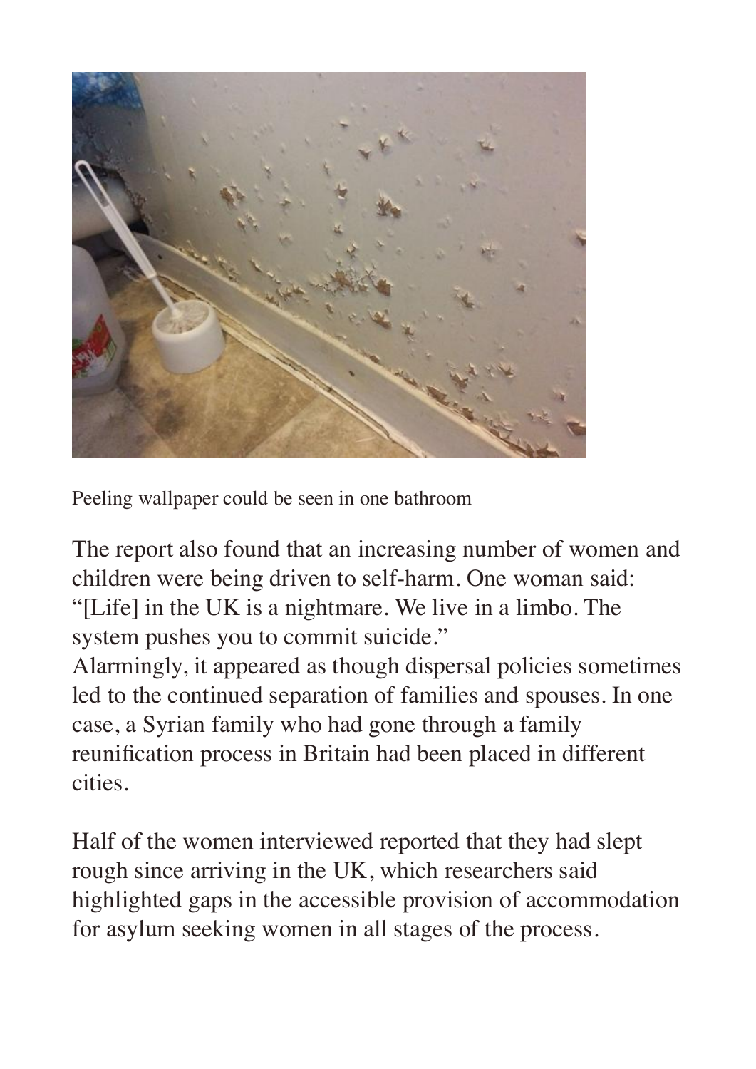Peeling wallpaper could be seen in one bathroom

The report also found that an increasing number of women and children were being driven to self-harm. One woman said: "[Life] in the UK is a nightmare. We live in a limbo. The system pushes you to commit suicide."

Alarmingly, it appeared as though dispersal policies sometimes led to the continued separation of families and spouses. In one case, a Syrian family who had gone through a family reunification process in Britain had been placed in different cities.

Half of the women interviewed reported that they had slept rough since arriving in the UK, which researchers said highlighted gaps in the accessible provision of accommodation for asylum seeking women in all stages of the process.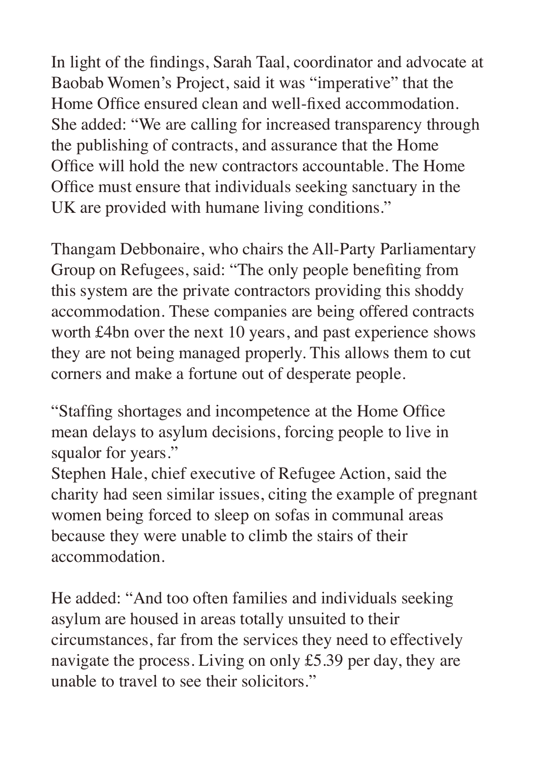In light of the findings, Sarah Taal, coordinator and advocate at Baobab Women's Project, said it was "imperative" that the Home Office ensured clean and well-fixed accommodation. She added: "We are calling for increased transparency through the publishing of contracts, and assurance that the Home Office will hold the new contractors accountable. The Home Office must ensure that individuals seeking sanctuary in the UK are provided with humane living conditions."

Thangam Debbonaire, who chairs the All-Party Parliamentary Group on Refugees, said: "The only people benefiting from this system are the private contractors providing this shoddy accommodation. These companies are being offered contracts worth £4bn over the next 10 years, and past experience shows they are not being managed properly. This allows them to cut corners and make a fortune out of desperate people.

"Staffing shortages and incompetence at the Home Office mean delays to asylum decisions, forcing people to live in squalor for years."

Stephen Hale, chief executive of Refugee Action, said the charity had seen similar issues, citing the example of pregnant women being forced to sleep on sofas in communal areas because they were unable to climb the stairs of their accommodation.

He added: "And too often families and individuals seeking asylum are housed in areas totally unsuited to their circumstances, far from the services they need to effectively navigate the process. Living on only £5.39 per day, they are unable to travel to see their solicitors."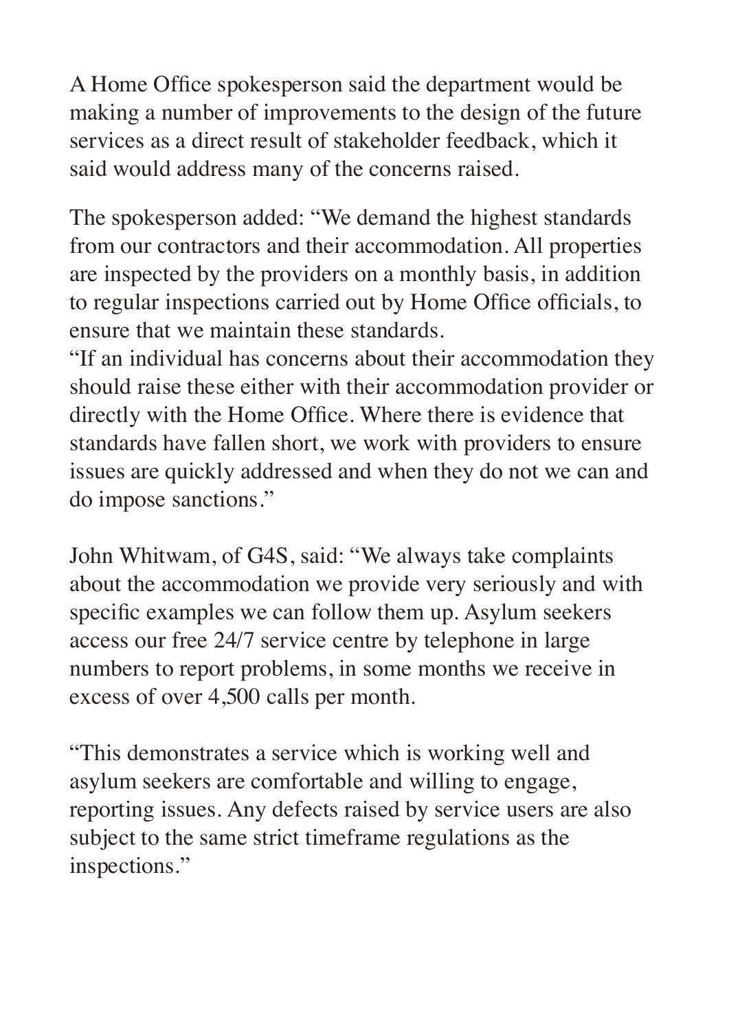A Home Office spokesperson said the department would be making a number of improvements to the design of the future services as a direct result of stakeholder feedback, which it said would address many of the concerns raised.

The spokesperson added: "We demand the highest standards from our contractors and their accommodation. All properties are inspected by the providers on a monthly basis, in addition to regular inspections carried out by Home Office officials, to ensure that we maintain these standards.

"If an individual has concerns about their accommodation they should raise these either with their accommodation provider or directly with the Home Office. Where there is evidence that standards have fallen short, we work with providers to ensure issues are quickly addressed and when they do not we can and do impose sanctions."

John Whitwam, of G4S, said: "We always take complaints about the accommodation we provide very seriously and with specific examples we can follow them up. Asylum seekers access our free 24/7 service centre by telephone in large numbers to report problems, in some months we receive in excess of over 4,500 calls per month.

"This demonstrates a service which is working well and asylum seekers are comfortable and willing to engage, reporting issues. Any defects raised by service users are also subject to the same strict timeframe regulations as the inspections."